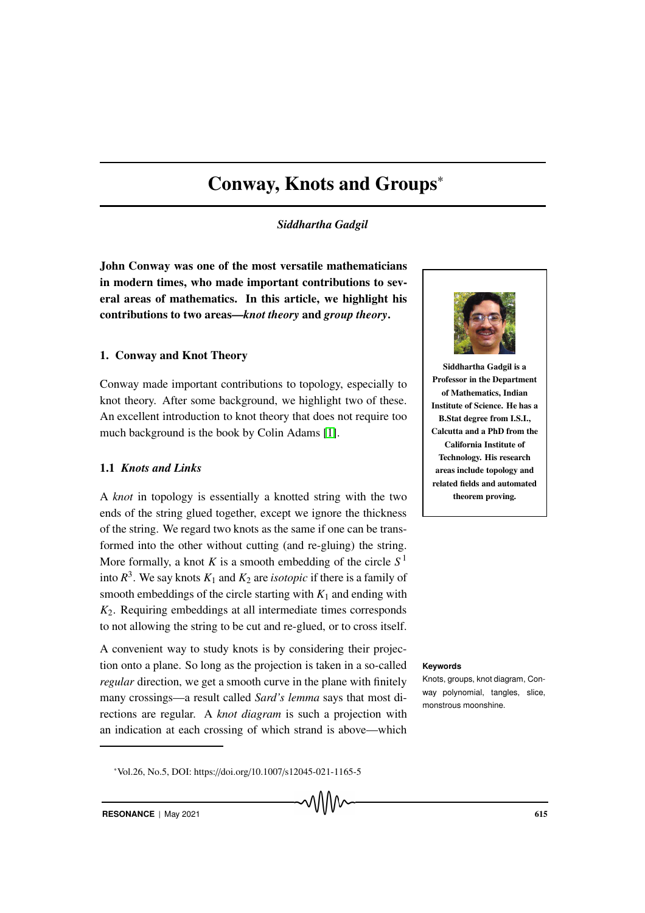# Conway, Knots and Groups*

*Siddhartha Gadgil*

**John Conway was one of the most versatile mathematicians in modern times, who made important contributions to several areas of mathematics. In this article, we highlight his contributions to two areas—*knot theory* and *group theory*.**

Siddhartha Gadgil is a Professor in the Department of Mathematics, Indian Institute of Science. He has a B.Stat degree from I.S.I., Calcutta and a PhD from the California Institute of Technology. His research areas include topology and related fields and automated theorem proving.

## 1. Conway and Knot Theory

Conway made important contributions to topology, especially to knot theory. After some background, we highlight two of these. An excellent introduction to knot theory that does not require too much background is the book by Colin Adams [1].

### 1.1 *Knots and Links*

A *knot* in topology is essentially a knotted string with the two ends of the string glued together, except we ignore the thickness of the string. We regard two knots as the same if one can be transformed into the other without cutting (and re-gluing) the string. More formally, a knot $K$ is a smooth embedding of the circle $S^1$ into $R^3$. We say knots $K_1$ and $K_2$ are *isotopic* if there is a family of smooth embeddings of the circle starting with $K_1$ and ending with $K_2$. Requiring embeddings at all intermediate times corresponds to not allowing the string to be cut and re-glued, or to cross itself.

**Keywords**

Knots, groups, knot diagram, Conway polynomial, tangles, slice, monstrous moonshine.

A convenient way to study knots is by considering their projection onto a plane. So long as the projection is taken in a so-called *regular* direction, we get a smooth curve in the plane with finitely many crossings—a result called *Sard's lemma* says that most directions are regular. A *knot diagram* is such a projection with an indication at each crossing of which strand is above—which

*Vol.26, No.5, DOI: https://doi.org/10.1007/s12045-021-1165-5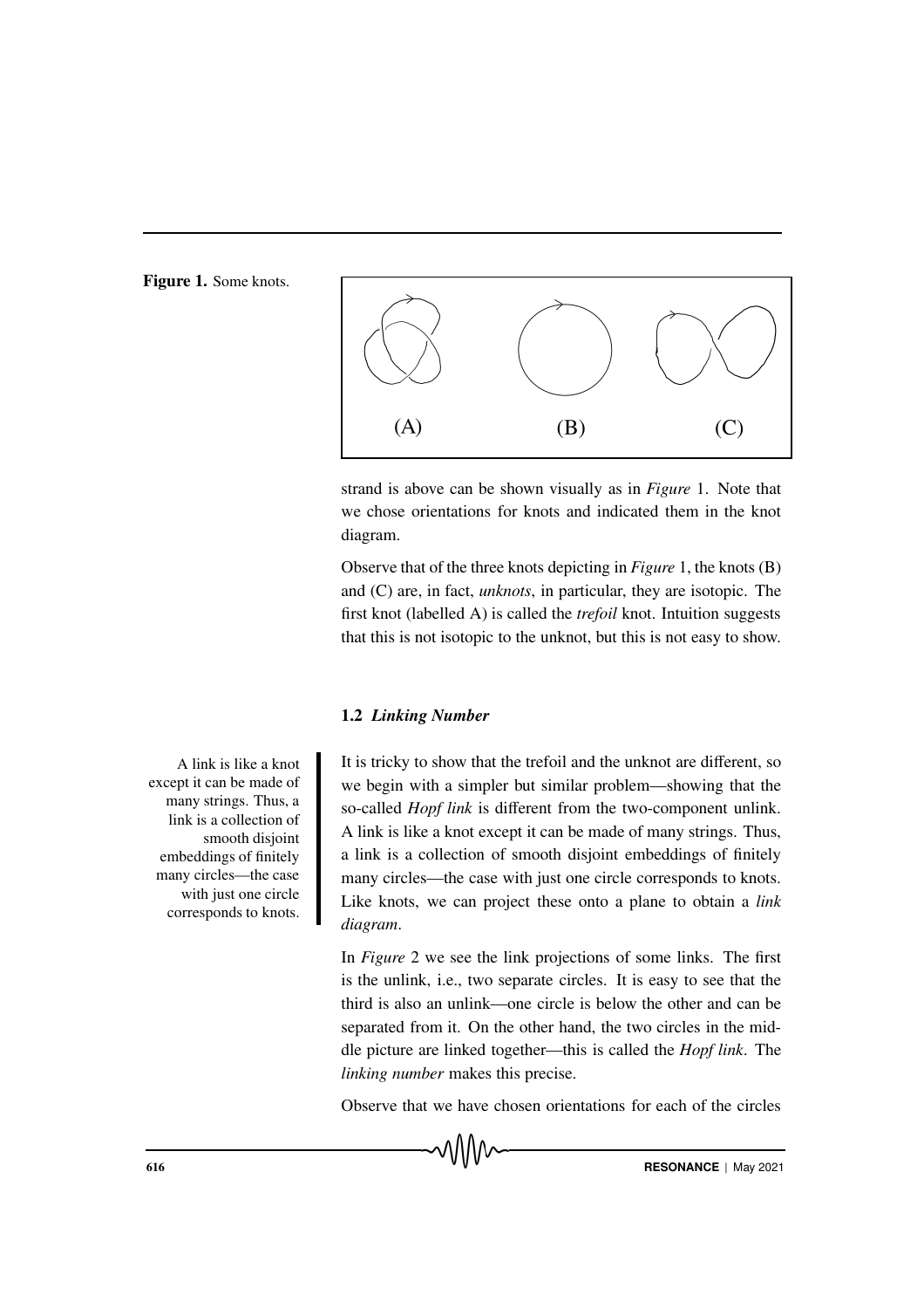Figure 1. Some knots.

(A) (B) (C)

strand is above can be shown visually as in *Figure* 1. Note that we chose orientations for knots and indicated them in the knot diagram.

Observe that of the three knots depicting in *Figure* 1, the knots (B) and (C) are, in fact, *unknots*, in particular, they are isotopic. The first knot (labelled A) is called the *trefoil* knot. Intuition suggests that this is not isotopic to the unknot, but this is not easy to show.

### 1.2 *Linking Number*

A link is like a knot except it can be made of many strings. Thus, a link is a collection of smooth disjoint embeddings of finitely many circles—the case with just one circle corresponds to knots.

It is tricky to show that the trefoil and the unknot are different, so we begin with a simpler but similar problem—showing that the so-called *Hopf link* is different from the two-component unlink. A link is like a knot except it can be made of many strings. Thus, a link is a collection of smooth disjoint embeddings of finitely many circles—the case with just one circle corresponds to knots. Like knots, we can project these onto a plane to obtain a *link diagram*.

In *Figure* 2 we see the link projections of some links. The first is the unlink, i.e., two separate circles. It is easy to see that the third is also an unlink—one circle is below the other and can be separated from it. On the other hand, the two circles in the middle picture are linked together—this is called the *Hopf link*. The *linking number* makes this precise.

Observe that we have chosen orientations for each of the circles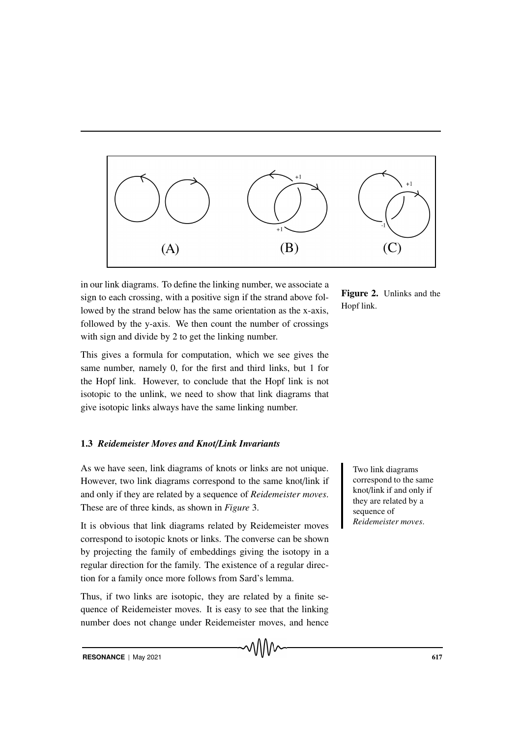Figure 2. Unlinks and the Hopf link.

in our link diagrams. To define the linking number, we associate a sign to each crossing, with a positive sign if the strand above followed by the strand below has the same orientation as the x-axis, followed by the y-axis. We then count the number of crossings with sign and divide by 2 to get the linking number.

This gives a formula for computation, which we see gives the same number, namely 0, for the first and third links, but 1 for the Hopf link. However, to conclude that the Hopf link is not isotopic to the unlink, we need to show that link diagrams that give isotopic links always have the same linking number.

### 1.3 *Reidemeister Moves and Knot/Link Invariants*

As we have seen, link diagrams of knots or links are not unique. However, two link diagrams correspond to the same knot/link if and only if they are related by a sequence of *Reidemeister moves*. These are of three kinds, as shown in *Figure* 3.

> Two link diagrams correspond to the same knot/link if and only if they are related by a sequence of *Reidemeister moves*.

It is obvious that link diagrams related by Reidemeister moves correspond to isotopic knots or links. The converse can be shown by projecting the family of embeddings giving the isotopy in a regular direction for the family. The existence of a regular direction for a family once more follows from Sard's lemma.

Thus, if two links are isotopic, they are related by a finite sequence of Reidemeister moves. It is easy to see that the linking number does not change under Reidemeister moves, and hence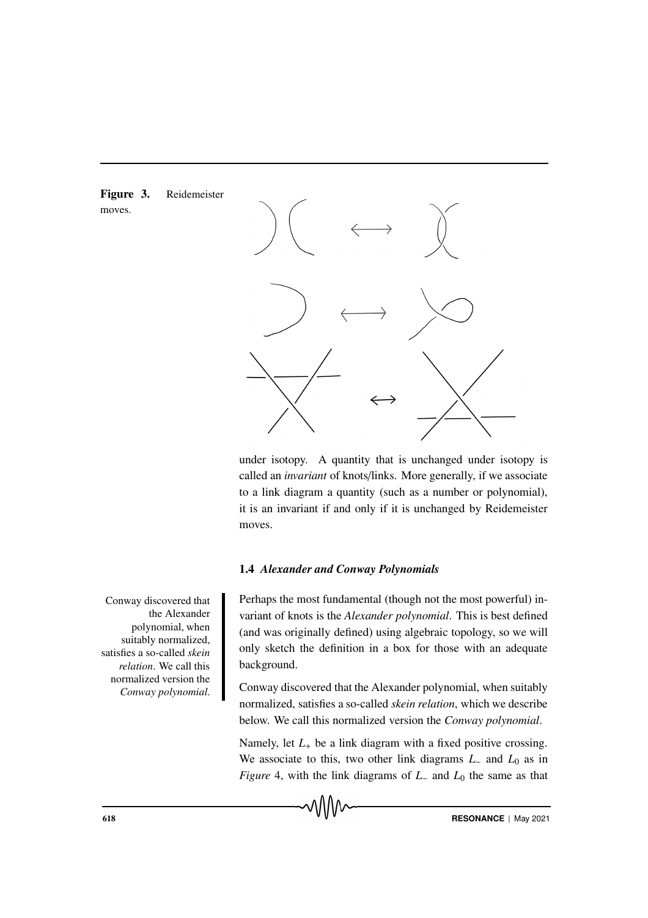Figure 3. Reidemeister moves.

under isotopy. A quantity that is unchanged under isotopy is called an *invariant* of knots/links. More generally, if we associate to a link diagram a quantity (such as a number or polynomial), it is an invariant if and only if it is unchanged by Reidemeister moves.

### 1.4 *Alexander and Conway Polynomials*

Conway discovered that the Alexander polynomial, when suitably normalized, satisfies a so-called *skein relation*. We call this normalized version the *Conway polynomial*.

Perhaps the most fundamental (though not the most powerful) invariant of knots is the *Alexander polynomial*. This is best defined (and was originally defined) using algebraic topology, so we will only sketch the definition in a box for those with an adequate background.

Conway discovered that the Alexander polynomial, when suitably normalized, satisfies a so-called *skein relation*, which we describe below. We call this normalized version the *Conway polynomial*.

Namely, let $L_+$ be a link diagram with a fixed positive crossing. We associate to this, two other link diagrams $L_-$ and $L_0$ as in *Figure* 4, with the link diagrams of $L_-$ and $L_0$ the same as that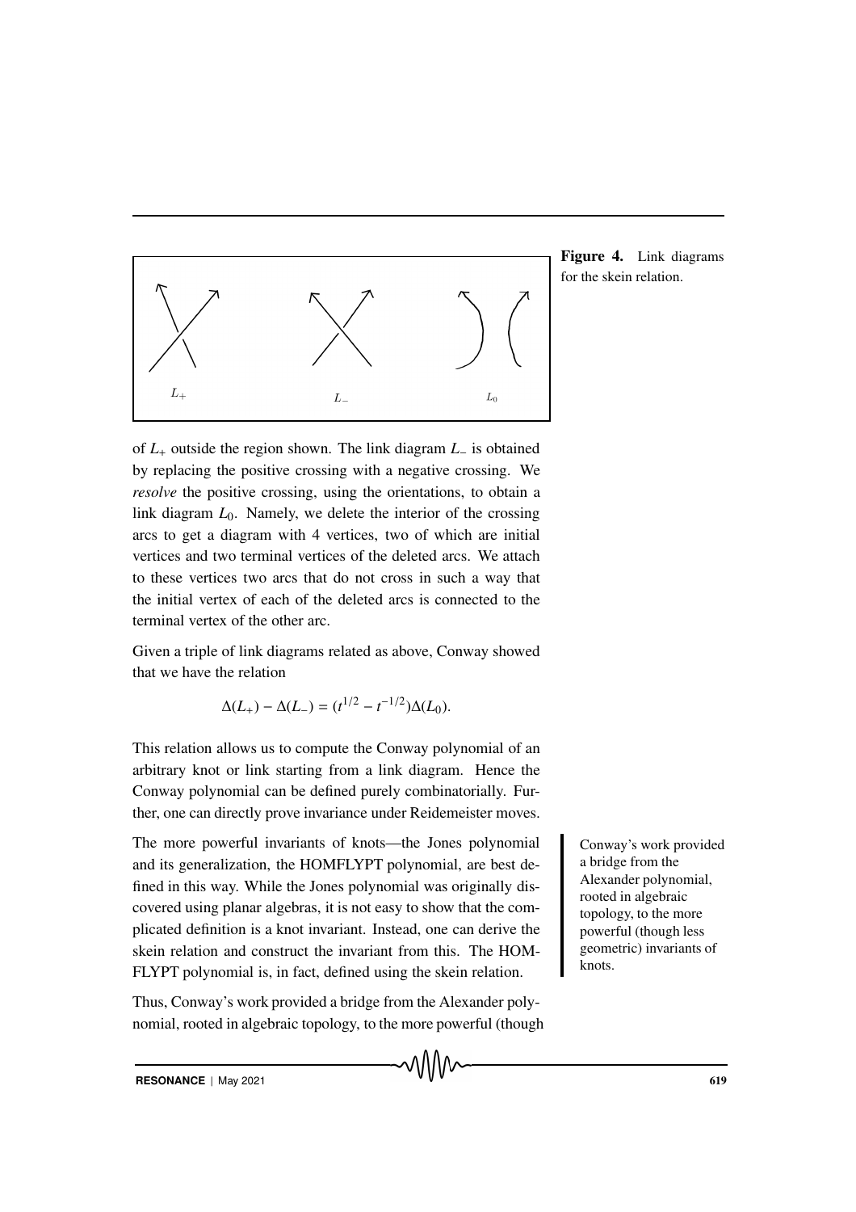Figure 4. Link diagrams for the skein relation.

of $L_+$ outside the region shown. The link diagram $L_-$ is obtained by replacing the positive crossing with a negative crossing. We *resolve* the positive crossing, using the orientations, to obtain a link diagram $L_0$. Namely, we delete the interior of the crossing arcs to get a diagram with 4 vertices, two of which are initial vertices and two terminal vertices of the deleted arcs. We attach to these vertices two arcs that do not cross in such a way that the initial vertex of each of the deleted arcs is connected to the terminal vertex of the other arc.

Given a triple of link diagrams related as above, Conway showed that we have the relation

$$\Delta(L_+) - \Delta(L_-) = (t^{1/2} - t^{-1/2})\Delta(L_0).$$

This relation allows us to compute the Conway polynomial of an arbitrary knot or link starting from a link diagram. Hence the Conway polynomial can be defined purely combinatorially. Further, one can directly prove invariance under Reidemeister moves.

The more powerful invariants of knots—the Jones polynomial and its generalization, the HOMFLYPT polynomial, are best defined in this way. While the Jones polynomial was originally discovered using planar algebras, it is not easy to show that the complicated definition is a knot invariant. Instead, one can derive the skein relation and construct the invariant from this. The HOMFLYPT polynomial is, in fact, defined using the skein relation.

Conway's work provided a bridge from the Alexander polynomial, rooted in algebraic topology, to the more powerful (though less geometric) invariants of knots.

Thus, Conway's work provided a bridge from the Alexander polynomial, rooted in algebraic topology, to the more powerful (though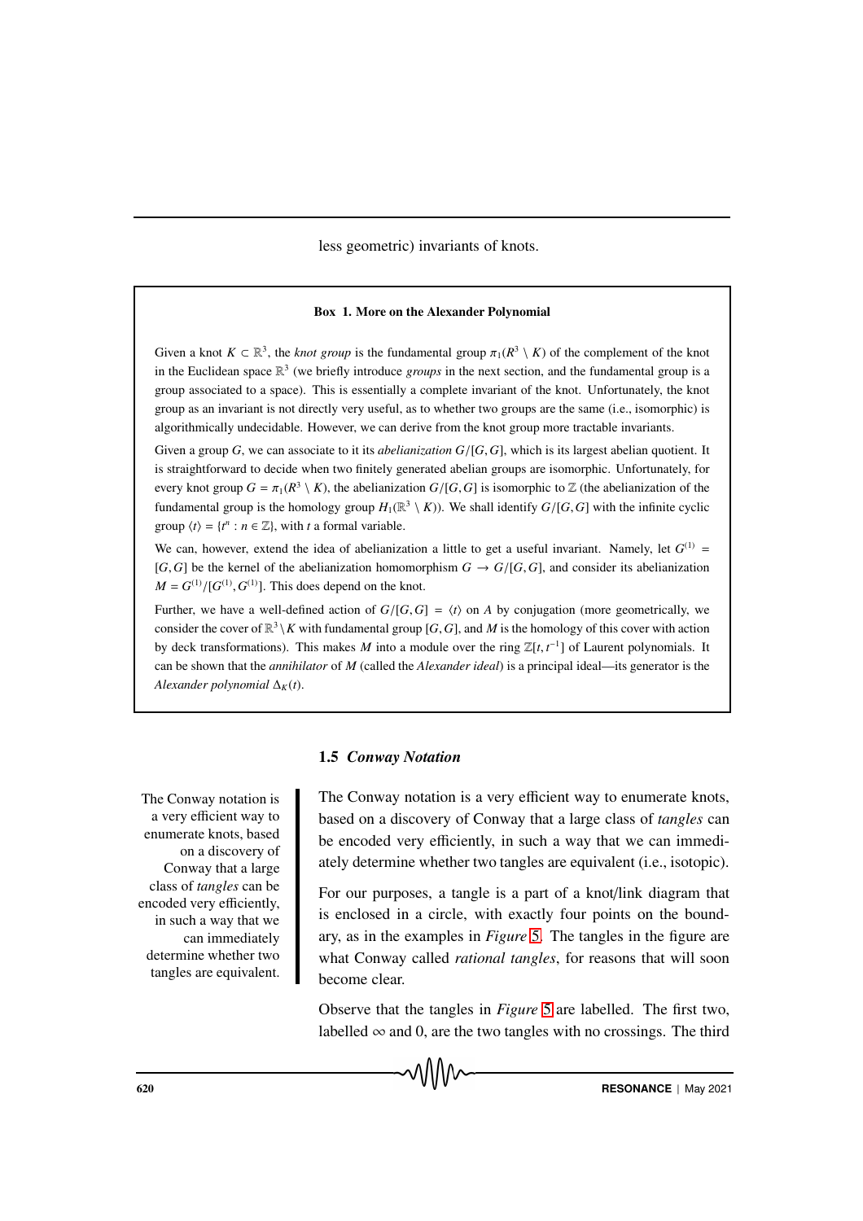less geometric) invariants of knots.

**Box 1. More on the Alexander Polynomial**

Given a knot $K \subset \mathbb{R}^3$, the *knot group* is the fundamental group $\pi_1(R^3 \setminus K)$ of the complement of the knot in the Euclidean space $\mathbb{R}^3$ (we briefly introduce *groups* in the next section, and the fundamental group is a group associated to a space). This is essentially a complete invariant of the knot. Unfortunately, the knot group as an invariant is not directly very useful, as to whether two groups are the same (i.e., isomorphic) is algorithmically undecidable. However, we can derive from the knot group more tractable invariants.

Given a group $G$, we can associate to it its *abelianization* $G/[G, G]$, which is its largest abelian quotient. It is straightforward to decide when two finitely generated abelian groups are isomorphic. Unfortunately, for every knot group $G = \pi_1(R^3 \setminus K)$, the abelianization $G/[G, G]$ is isomorphic to $\mathbb{Z}$ (the abelianization of the fundamental group is the homology group $H_1(\mathbb{R}^3 \setminus K)$). We shall identify $G/[G, G]$ with the infinite cyclic group $\langle t \rangle = \{t^n : n \in \mathbb{Z}\}$, with $t$ a formal variable.

We can, however, extend the idea of abelianization a little to get a useful invariant. Namely, let $G^{(1)} = [G, G]$ be the kernel of the abelianization homomorphism $G \to G/[G, G]$, and consider its abelianization $M = G^{(1)}/[G^{(1)}, G^{(1)}]$. This does depend on the knot.

Further, we have a well-defined action of $G/[G, G] = \langle t \rangle$ on $A$ by conjugation (more geometrically, we consider the cover of $\mathbb{R}^3 \setminus K$ with fundamental group $[G, G]$, and $M$ is the homology of this cover with action by deck transformations). This makes $M$ into a module over the ring $\mathbb{Z}[t, t^{-1}]$ of Laurent polynomials. It can be shown that the *annihilator* of $M$ (called the *Alexander ideal*) is a principal ideal—its generator is the *Alexander polynomial* $\Delta_K(t)$.

### 1.5 *Conway Notation*

The Conway notation is a very efficient way to enumerate knots, based on a discovery of Conway that a large class of *tangles* can be encoded very efficiently, in such a way that we can immediately determine whether two tangles are equivalent (i.e., isotopic).

For our purposes, a tangle is a part of a knot/link diagram that is enclosed in a circle, with exactly four points on the boundary, as in the examples in *Figure* 5. The tangles in the figure are what Conway called *rational tangles*, for reasons that will soon become clear.

Observe that the tangles in *Figure* 5 are labelled. The first two, labelled $\infty$ and 0, are the two tangles with no crossings. The third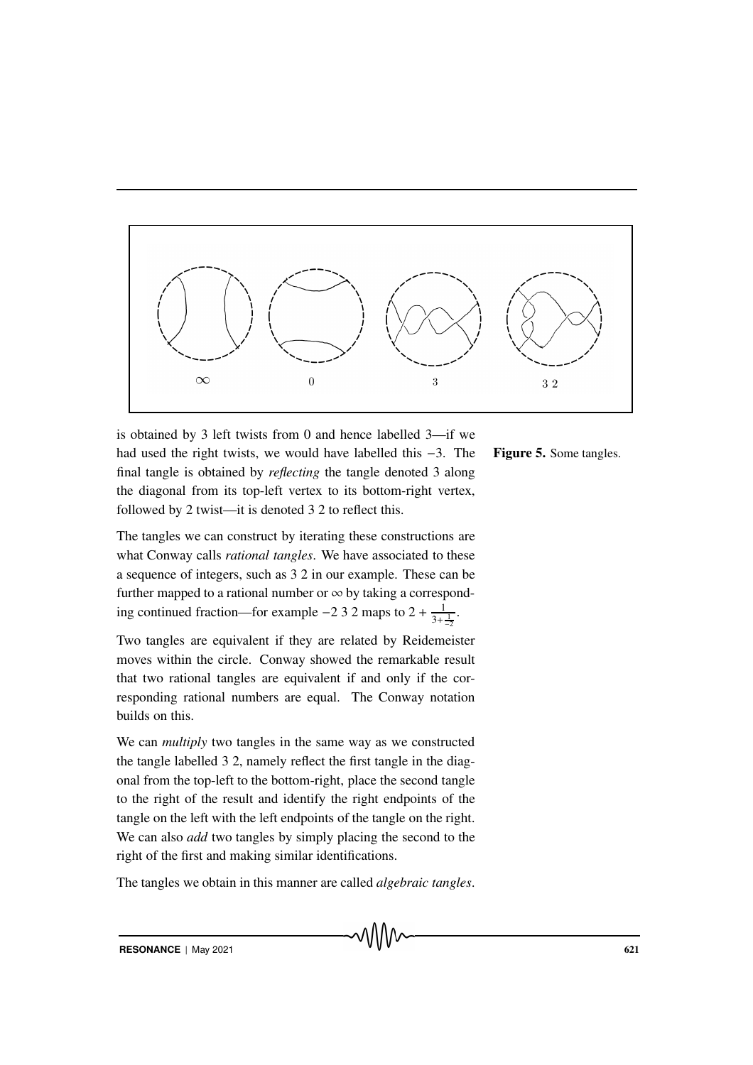is obtained by 3 left twists from 0 and hence labelled 3—if we had used the right twists, we would have labelled this −3. The final tangle is obtained by *reflecting* the tangle denoted 3 along the diagonal from its top-left vertex to its bottom-right vertex, followed by 2 twist—it is denoted 3 2 to reflect this.

**Figure 5.** Some tangles.

The tangles we can construct by iterating these constructions are what Conway calls *rational tangles*. We have associated to these a sequence of integers, such as 3 2 in our example. These can be further mapped to a rational number or $\infty$ by taking a corresponding continued fraction—for example −2 3 2 maps to $2 + \frac{1}{3+\frac{1}{-2}}$.

Two tangles are equivalent if they are related by Reidemeister moves within the circle. Conway showed the remarkable result that two rational tangles are equivalent if and only if the corresponding rational numbers are equal. The Conway notation builds on this.

We can *multiply* two tangles in the same way as we constructed the tangle labelled 3 2, namely reflect the first tangle in the diagonal from the top-left to the bottom-right, place the second tangle to the right of the result and identify the right endpoints of the tangle on the left with the left endpoints of the tangle on the right. We can also *add* two tangles by simply placing the second to the right of the first and making similar identifications.

The tangles we obtain in this manner are called *algebraic tangles*.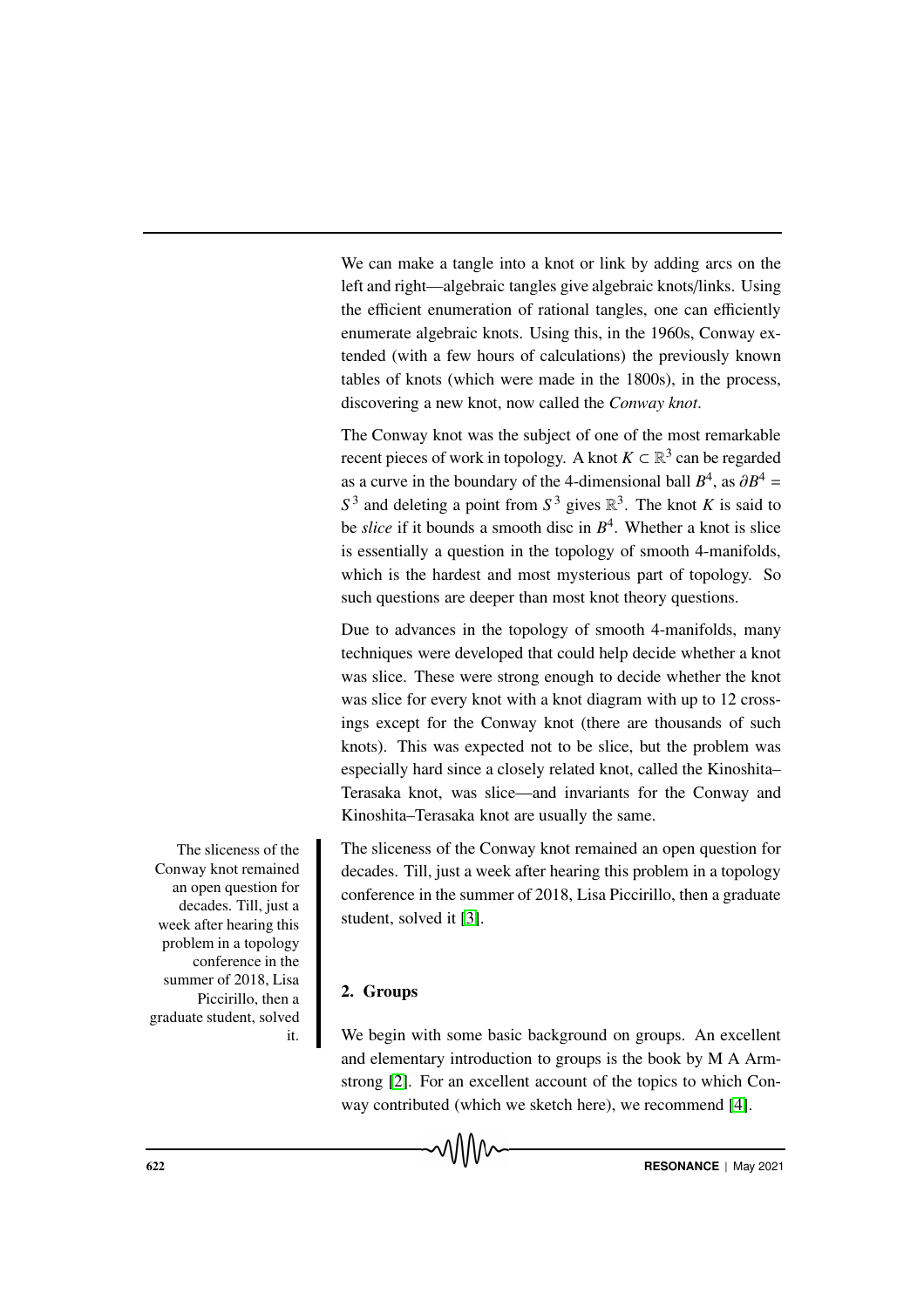We can make a tangle into a knot or link by adding arcs on the left and right—algebraic tangles give algebraic knots/links. Using the efficient enumeration of rational tangles, one can efficiently enumerate algebraic knots. Using this, in the 1960s, Conway extended (with a few hours of calculations) the previously known tables of knots (which were made in the 1800s), in the process, discovering a new knot, now called the *Conway knot*.

The Conway knot was the subject of one of the most remarkable recent pieces of work in topology. A knot $K \subset \mathbb{R}^3$ can be regarded as a curve in the boundary of the 4-dimensional ball $B^4$, as $\partial B^4 = S^3$ and deleting a point from $S^3$ gives $\mathbb{R}^3$. The knot $K$ is said to be *slice* if it bounds a smooth disc in $B^4$. Whether a knot is slice is essentially a question in the topology of smooth 4-manifolds, which is the hardest and most mysterious part of topology. So such questions are deeper than most knot theory questions.

Due to advances in the topology of smooth 4-manifolds, many techniques were developed that could help decide whether a knot was slice. These were strong enough to decide whether the knot was slice for every knot with a knot diagram with up to 12 crossings except for the Conway knot (there are thousands of such knots). This was expected not to be slice, but the problem was especially hard since a closely related knot, called the Kinoshita–Terasaka knot, was slice—and invariants for the Conway and Kinoshita–Terasaka knot are usually the same.

The sliceness of the Conway knot remained an open question for decades. Till, just a week after hearing this problem in a topology conference in the summer of 2018, Lisa Piccirillo, then a graduate student, solved it [3].

> The sliceness of the Conway knot remained an open question for decades. Till, just a week after hearing this problem in a topology conference in the summer of 2018, Lisa Piccirillo, then a graduate student, solved it.

## 2. Groups

We begin with some basic background on groups. An excellent and elementary introduction to groups is the book by M A Armstrong [2]. For an excellent account of the topics to which Conway contributed (which we sketch here), we recommend [4].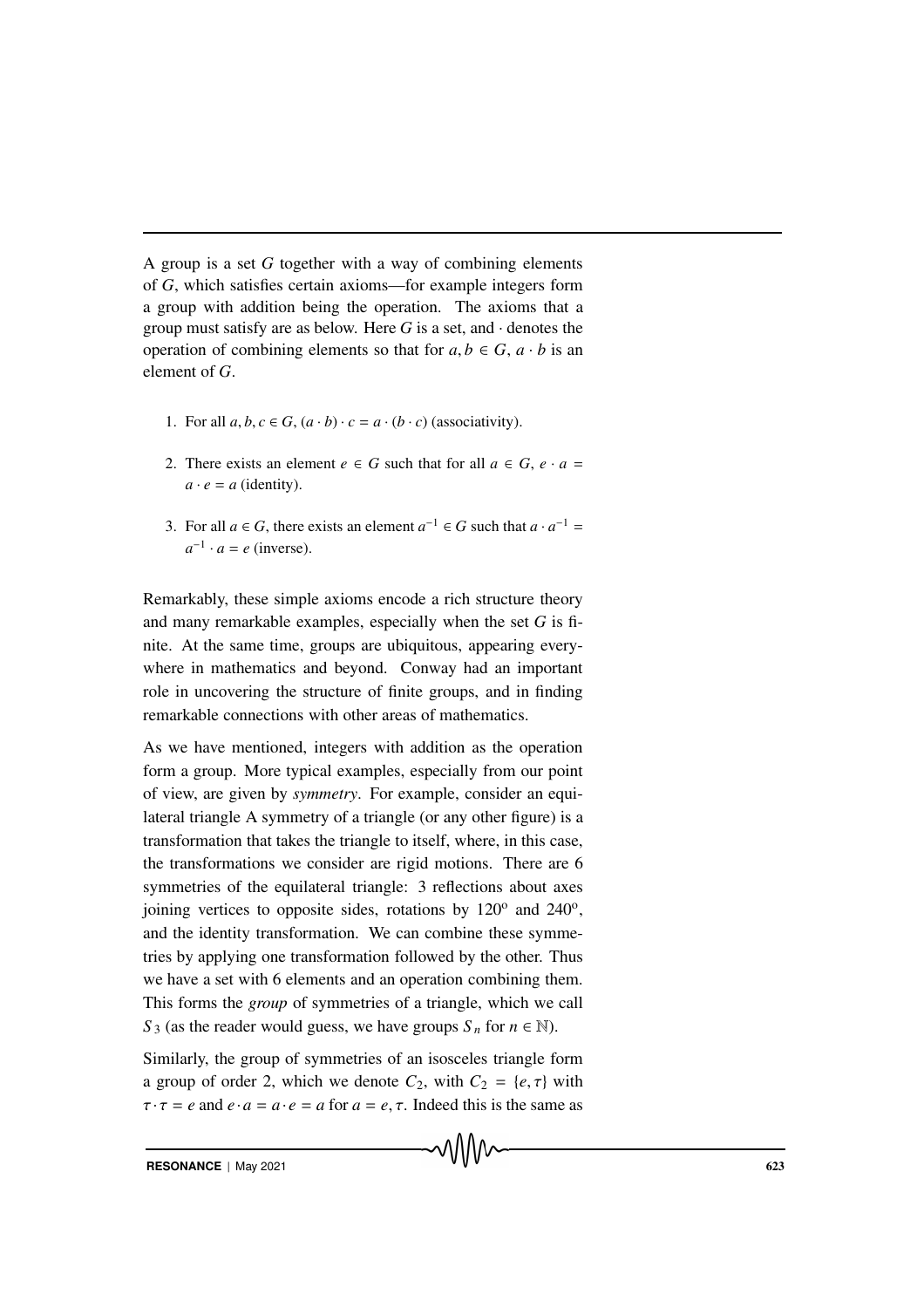A group is a set $G$ together with a way of combining elements of $G$, which satisfies certain axioms—for example integers form a group with addition being the operation. The axioms that a group must satisfy are as below. Here $G$ is a set, and $\cdot$ denotes the operation of combining elements so that for $a, b \in G$, $a \cdot b$ is an element of $G$.

1. For all $a, b, c \in G$, $(a \cdot b) \cdot c = a \cdot (b \cdot c)$ (associativity).
2. There exists an element $e \in G$ such that for all $a \in G$, $e \cdot a = a \cdot e = a$ (identity).
3. For all $a \in G$, there exists an element $a^{-1} \in G$ such that $a \cdot a^{-1} = a^{-1} \cdot a = e$ (inverse).

Remarkably, these simple axioms encode a rich structure theory and many remarkable examples, especially when the set $G$ is finite. At the same time, groups are ubiquitous, appearing everywhere in mathematics and beyond. Conway had an important role in uncovering the structure of finite groups, and in finding remarkable connections with other areas of mathematics.

As we have mentioned, integers with addition as the operation form a group. More typical examples, especially from our point of view, are given by *symmetry*. For example, consider an equilateral triangle A symmetry of a triangle (or any other figure) is a transformation that takes the triangle to itself, where, in this case, the transformations we consider are rigid motions. There are 6 symmetries of the equilateral triangle: 3 reflections about axes joining vertices to opposite sides, rotations by $120^o$ and $240^o$, and the identity transformation. We can combine these symmetries by applying one transformation followed by the other. Thus we have a set with 6 elements and an operation combining them. This forms the *group* of symmetries of a triangle, which we call $S_3$ (as the reader would guess, we have groups $S_n$ for $n \in \mathbb{N}$).

Similarly, the group of symmetries of an isosceles triangle form a group of order 2, which we denote $C_2$, with $C_2 = \{e, \tau\}$ with $\tau \cdot \tau = e$ and $e \cdot a = a \cdot e = a$ for $a = e, \tau$. Indeed this is the same as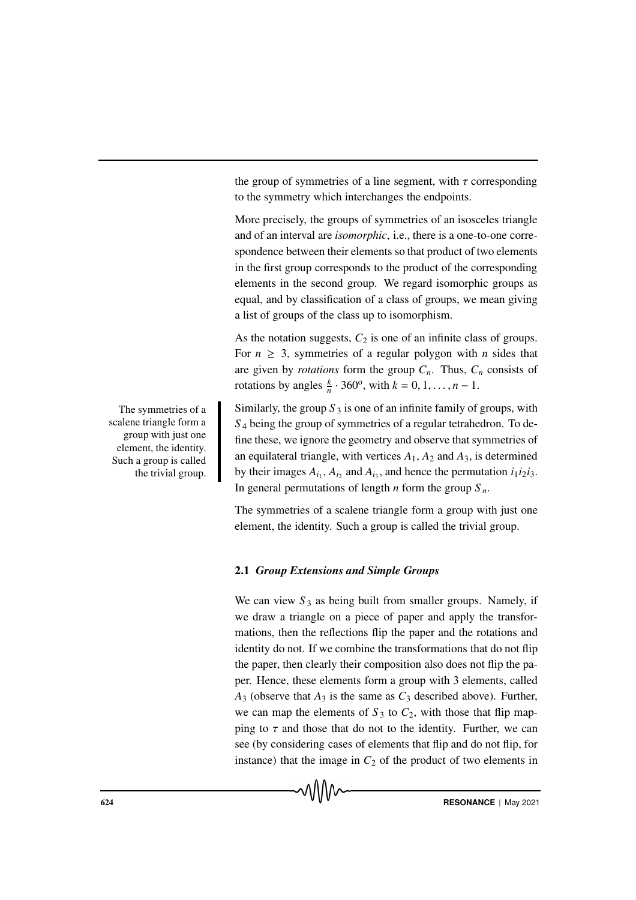the group of symmetries of a line segment, with $\tau$ corresponding to the symmetry which interchanges the endpoints.

More precisely, the groups of symmetries of an isosceles triangle and of an interval are *isomorphic*, i.e., there is a one-to-one correspondence between their elements so that product of two elements in the first group corresponds to the product of the corresponding elements in the second group. We regard isomorphic groups as equal, and by classification of a class of groups, we mean giving a list of groups of the class up to isomorphism.

As the notation suggests, $C_2$ is one of an infinite class of groups. For $n \geq 3$, symmetries of a regular polygon with $n$ sides that are given by *rotations* form the group $C_n$. Thus, $C_n$ consists of rotations by angles $\frac{k}{n} \cdot 360^{\text{o}}$, with $k = 0, 1, \ldots, n-1$.

Similarly, the group $S_3$ is one of an infinite family of groups, with $S_4$ being the group of symmetries of a regular tetrahedron. To define these, we ignore the geometry and observe that symmetries of an equilateral triangle, with vertices $A_1$, $A_2$ and $A_3$, is determined by their images $A_{i_1}$, $A_{i_2}$ and $A_{i_3}$, and hence the permutation $i_1 i_2 i_3$. In general permutations of length $n$ form the group $S_n$.

The symmetries of a scalene triangle form a group with just one element, the identity. Such a group is called the trivial group.

The symmetries of a scalene triangle form a group with just one element, the identity. Such a group is called the trivial group.

### 2.1 *Group Extensions and Simple Groups*

We can view $S_3$ as being built from smaller groups. Namely, if we draw a triangle on a piece of paper and apply the transformations, then the reflections flip the paper and the rotations and identity do not. If we combine the transformations that do not flip the paper, then clearly their composition also does not flip the paper. Hence, these elements form a group with 3 elements, called $A_3$ (observe that $A_3$ is the same as $C_3$ described above). Further, we can map the elements of $S_3$ to $C_2$, with those that flip mapping to $\tau$ and those that do not to the identity. Further, we can see (by considering cases of elements that flip and do not flip, for instance) that the image in $C_2$ of the product of two elements in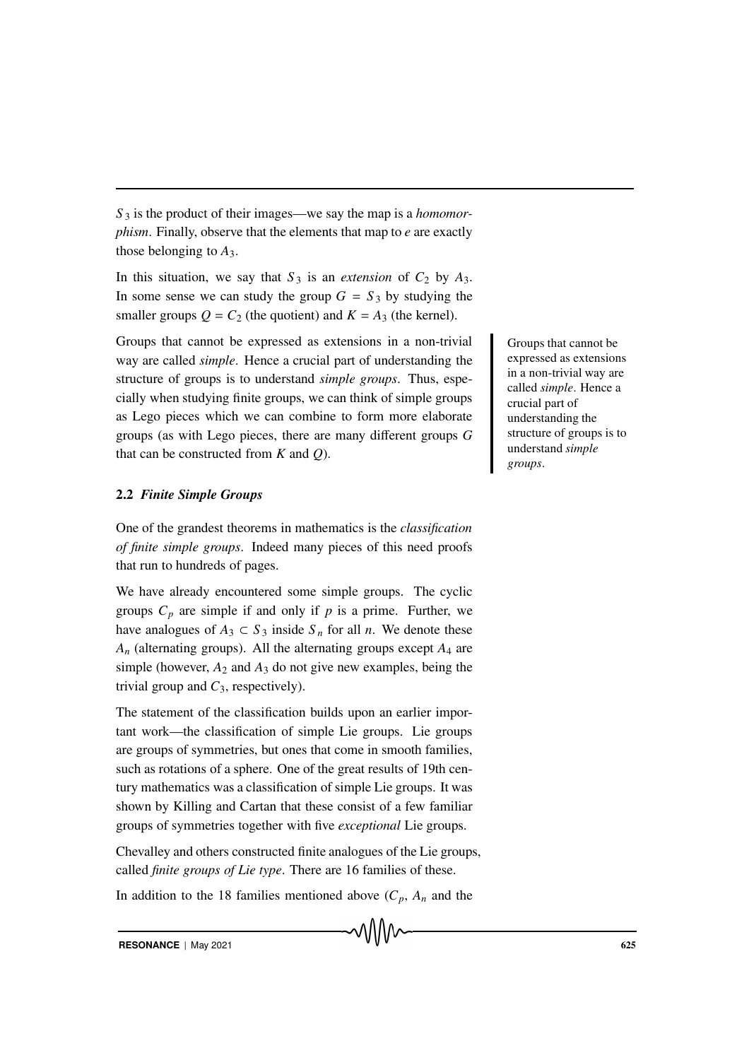$S_3$ is the product of their images—we say the map is a *homomorphism*. Finally, observe that the elements that map to $e$ are exactly those belonging to $A_3$.

In this situation, we say that $S_3$ is an *extension* of $C_2$ by $A_3$. In some sense we can study the group $G = S_3$ by studying the smaller groups $Q = C_2$ (the quotient) and $K = A_3$ (the kernel).

Groups that cannot be expressed as extensions in a non-trivial way are called *simple*. Hence a crucial part of understanding the structure of groups is to understand *simple groups*. Thus, especially when studying finite groups, we can think of simple groups as Lego pieces which we can combine to form more elaborate groups (as with Lego pieces, there are many different groups $G$ that can be constructed from $K$ and $Q$).

> Groups that cannot be expressed as extensions in a non-trivial way are called *simple*. Hence a crucial part of understanding the structure of groups is to understand *simple groups*.

### 2.2 *Finite Simple Groups*

One of the grandest theorems in mathematics is the *classification of finite simple groups*. Indeed many pieces of this need proofs that run to hundreds of pages.

We have already encountered some simple groups. The cyclic groups $C_p$ are simple if and only if $p$ is a prime. Further, we have analogues of $A_3 \subset S_3$ inside $S_n$ for all $n$. We denote these $A_n$ (alternating groups). All the alternating groups except $A_4$ are simple (however, $A_2$ and $A_3$ do not give new examples, being the trivial group and $C_3$, respectively).

The statement of the classification builds upon an earlier important work—the classification of simple Lie groups. Lie groups are groups of symmetries, but ones that come in smooth families, such as rotations of a sphere. One of the great results of 19th century mathematics was a classification of simple Lie groups. It was shown by Killing and Cartan that these consist of a few familiar groups of symmetries together with five *exceptional* Lie groups.

Chevalley and others constructed finite analogues of the Lie groups, called *finite groups of Lie type*. There are 16 families of these.

In addition to the 18 families mentioned above ($C_p$, $A_n$ and the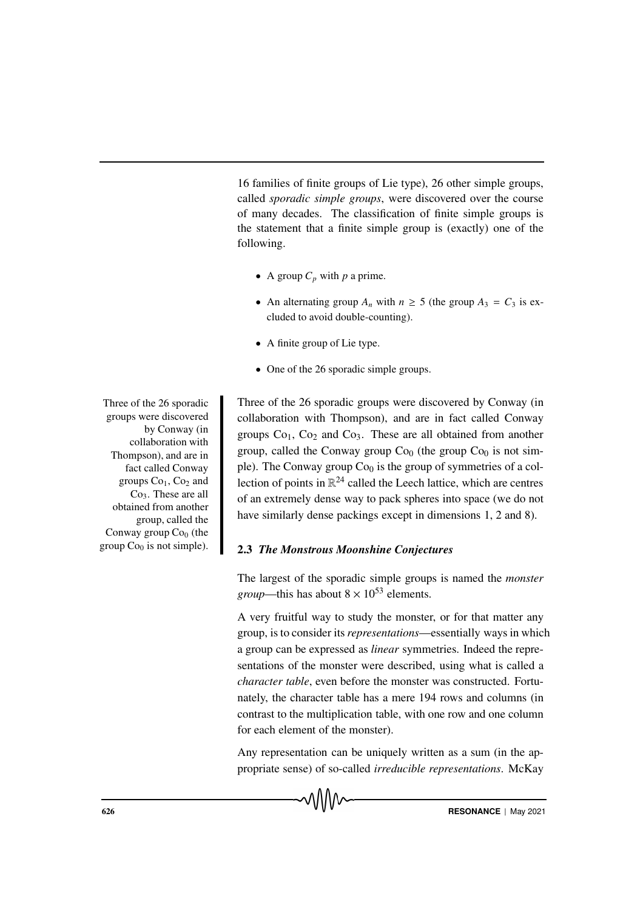16 families of finite groups of Lie type), 26 other simple groups, called *sporadic simple groups*, were discovered over the course of many decades. The classification of finite simple groups is the statement that a finite simple group is (exactly) one of the following.

- A group $C_p$ with $p$ a prime.
- An alternating group $A_n$ with $n \geq 5$ (the group $A_3 = C_3$ is excluded to avoid double-counting).
- A finite group of Lie type.
- One of the 26 sporadic simple groups.

Three of the 26 sporadic groups were discovered by Conway (in collaboration with Thompson), and are in fact called Conway groups $\mathrm{Co}_1$, $\mathrm{Co}_2$ and $\mathrm{Co}_3$. These are all obtained from another group, called the Conway group $\mathrm{Co}_0$ (the group $\mathrm{Co}_0$ is not simple). The Conway group $\mathrm{Co}_0$ is the group of symmetries of a collection of points in $\mathbb{R}^{24}$ called the Leech lattice, which are centres of an extremely dense way to pack spheres into space (we do not have similarly dense packings except in dimensions 1, 2 and 8).

### 2.3 *The Monstrous Moonshine Conjectures*

The largest of the sporadic simple groups is named the *monster group*—this has about $8 \times 10^{53}$ elements.

A very fruitful way to study the monster, or for that matter any group, is to consider its *representations*—essentially ways in which a group can be expressed as *linear* symmetries. Indeed the representations of the monster were described, using what is called a *character table*, even before the monster was constructed. Fortunately, the character table has a mere 194 rows and columns (in contrast to the multiplication table, with one row and one column for each element of the monster).

Any representation can be uniquely written as a sum (in the appropriate sense) of so-called *irreducible representations*. McKay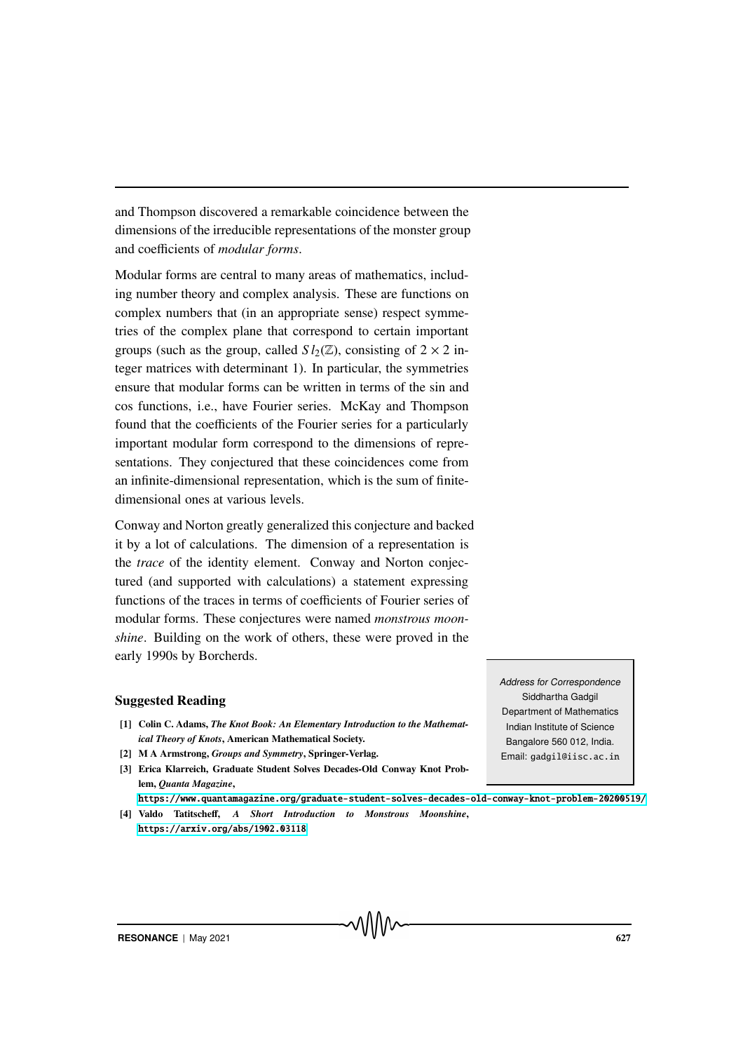and Thompson discovered a remarkable coincidence between the dimensions of the irreducible representations of the monster group and coefficients of *modular forms*.

Modular forms are central to many areas of mathematics, including number theory and complex analysis. These are functions on complex numbers that (in an appropriate sense) respect symmetries of the complex plane that correspond to certain important groups (such as the group, called $Sl_2(\mathbb{Z})$, consisting of $2 \times 2$ integer matrices with determinant 1). In particular, the symmetries ensure that modular forms can be written in terms of the sin and cos functions, i.e., have Fourier series. McKay and Thompson found that the coefficients of the Fourier series for a particularly important modular form correspond to the dimensions of representations. They conjectured that these coincidences come from an infinite-dimensional representation, which is the sum of finite-dimensional ones at various levels.

Conway and Norton greatly generalized this conjecture and backed it by a lot of calculations. The dimension of a representation is the *trace* of the identity element. Conway and Norton conjectured (and supported with calculations) a statement expressing functions of the traces in terms of coefficients of Fourier series of modular forms. These conjectures were named *monstrous moonshine*. Building on the work of others, these were proved in the early 1990s by Borcherds.

## Suggested Reading

[1] **Colin C. Adams, *The Knot Book: An Elementary Introduction to the Mathematical Theory of Knots*, American Mathematical Society.**

[2] **M A Armstrong, *Groups and Symmetry*, Springer-Verlag.**

[3] **Erica Klarreich, Graduate Student Solves Decades-Old Conway Knot Problem, *Quanta Magazine*,** https://www.quantamagazine.org/graduate-student-solves-decades-old-conway-knot-problem-20200519/

[4] **Valdo Tatitscheff, *A Short Introduction to Monstrous Moonshine*,** https://arxiv.org/abs/1902.03118

*Address for Correspondence*
Siddhartha Gadgil
Department of Mathematics
Indian Institute of Science
Bangalore 560 012, India.
Email: gadgil@iisc.ac.in